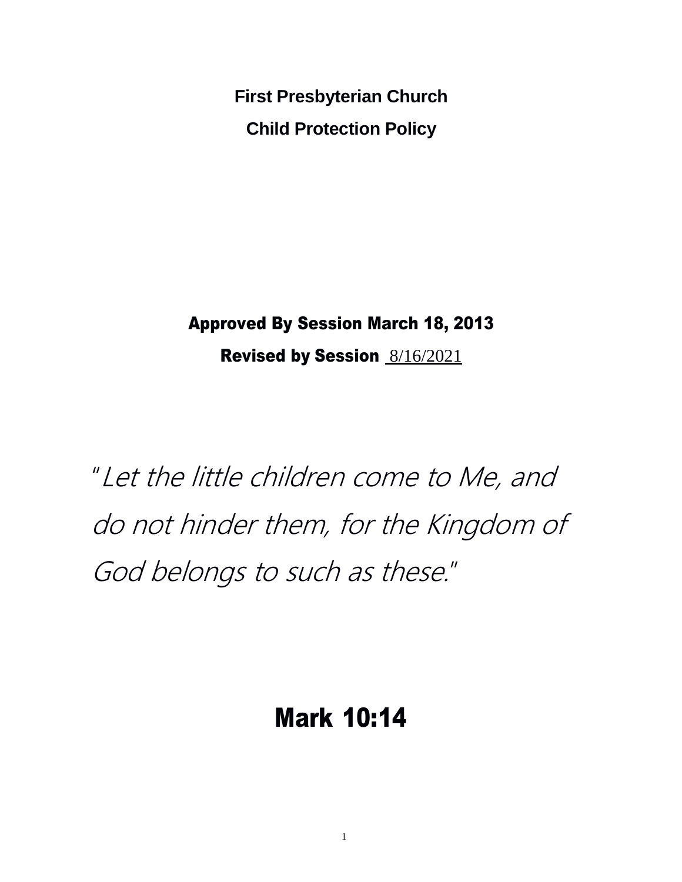# First Presbyterian Church

# Child Protection Policy

**Approved By Session March 18, 2013**

**Revised by Session** 8/16/2021

*"Let the little children come to Me, and do not hinder them, for the Kingdom of God belongs to such as these."*

**Mark 10:14**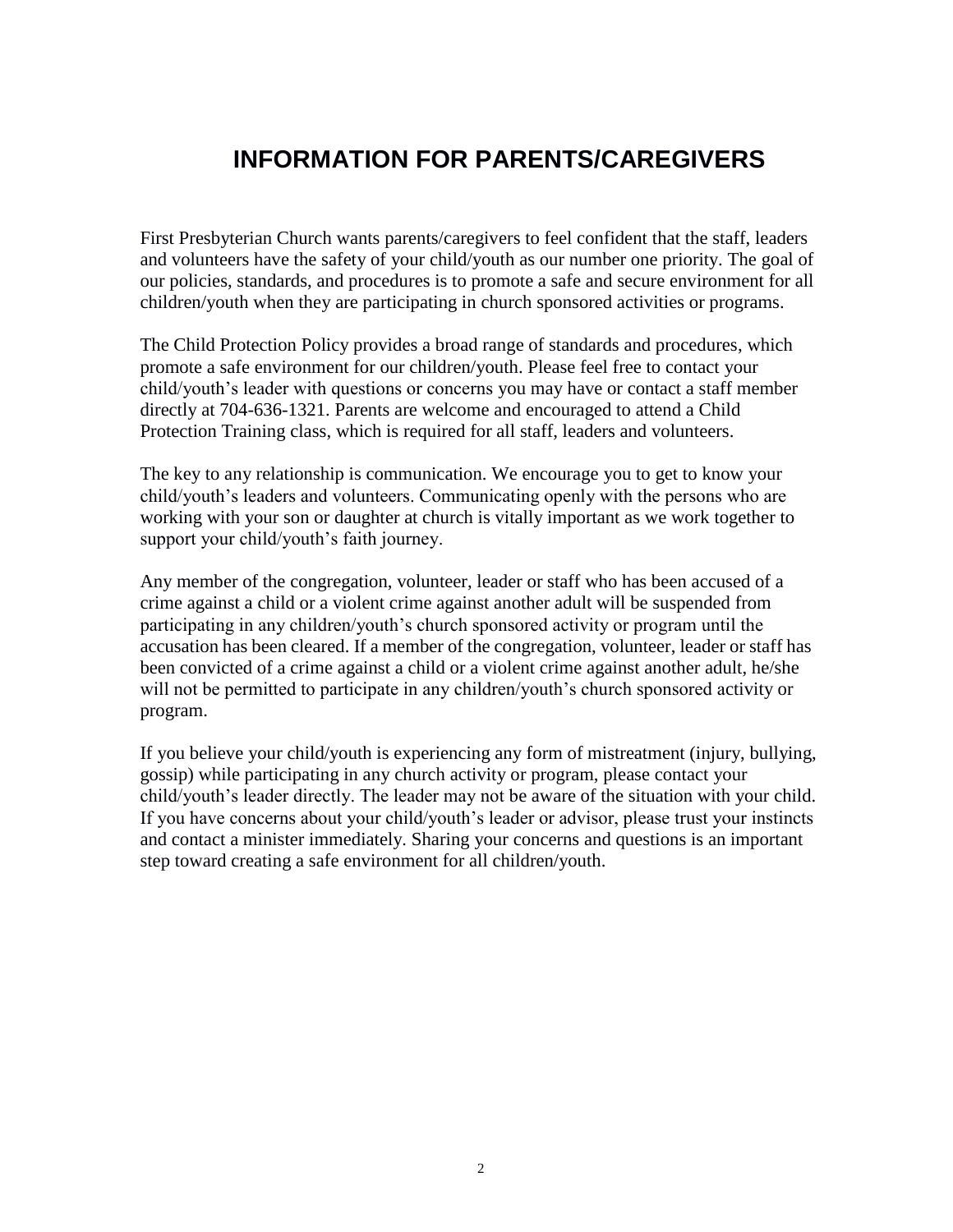# INFORMATION FOR PARENTS/CAREGIVERS

First Presbyterian Church wants parents/caregivers to feel confident that the staff, leaders and volunteers have the safety of your child/youth as our number one priority. The goal of our policies, standards, and procedures is to promote a safe and secure environment for all children/youth when they are participating in church sponsored activities or programs.

The Child Protection Policy provides a broad range of standards and procedures, which promote a safe environment for our children/youth. Please feel free to contact your child/youth's leader with questions or concerns you may have or contact a staff member directly at 704-636-1321. Parents are welcome and encouraged to attend a Child Protection Training class, which is required for all staff, leaders and volunteers.

The key to any relationship is communication. We encourage you to get to know your child/youth's leaders and volunteers. Communicating openly with the persons who are working with your son or daughter at church is vitally important as we work together to support your child/youth's faith journey.

Any member of the congregation, volunteer, leader or staff who has been accused of a crime against a child or a violent crime against another adult will be suspended from participating in any children/youth's church sponsored activity or program until the accusation has been cleared. If a member of the congregation, volunteer, leader or staff has been convicted of a crime against a child or a violent crime against another adult, he/she will not be permitted to participate in any children/youth's church sponsored activity or program.

If you believe your child/youth is experiencing any form of mistreatment (injury, bullying, gossip) while participating in any church activity or program, please contact your child/youth's leader directly. The leader may not be aware of the situation with your child. If you have concerns about your child/youth's leader or advisor, please trust your instincts and contact a minister immediately. Sharing your concerns and questions is an important step toward creating a safe environment for all children/youth.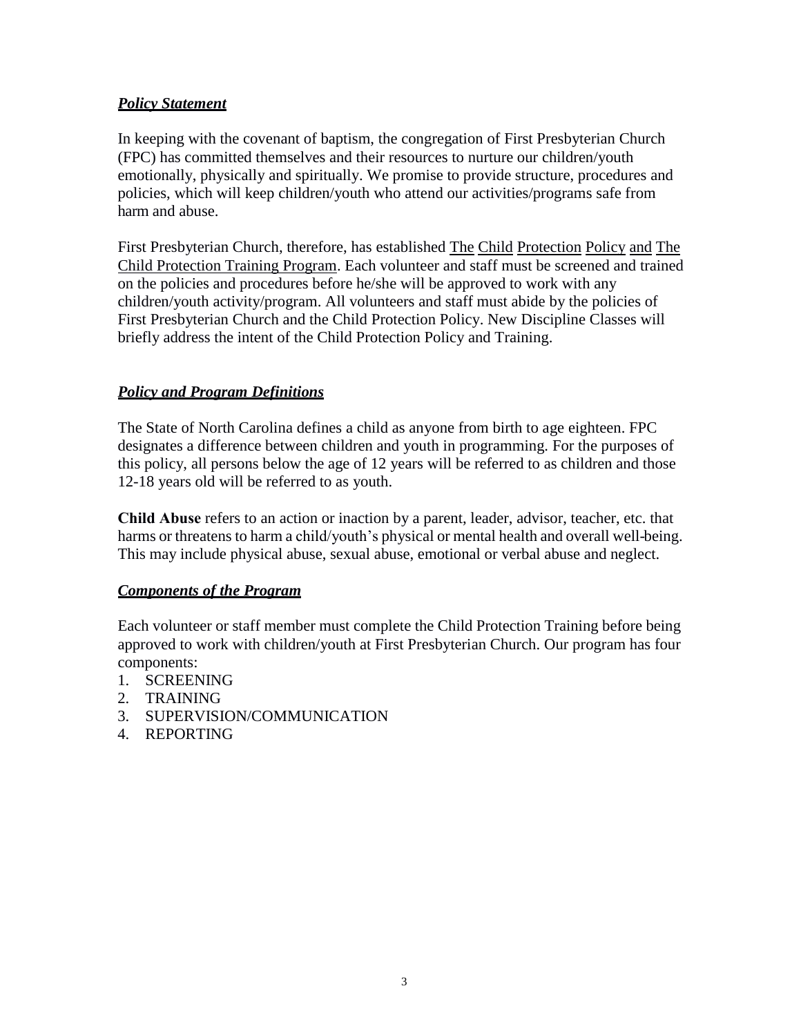### ***Policy Statement***

In keeping with the covenant of baptism, the congregation of First Presbyterian Church (FPC) has committed themselves and their resources to nurture our children/youth emotionally, physically and spiritually. We promise to provide structure, procedures and policies, which will keep children/youth who attend our activities/programs safe from harm and abuse.

First Presbyterian Church, therefore, has established The Child Protection Policy and The Child Protection Training Program. Each volunteer and staff must be screened and trained on the policies and procedures before he/she will be approved to work with any children/youth activity/program. All volunteers and staff must abide by the policies of First Presbyterian Church and the Child Protection Policy. New Discipline Classes will briefly address the intent of the Child Protection Policy and Training.

### ***Policy and Program Definitions***

The State of North Carolina defines a child as anyone from birth to age eighteen. FPC designates a difference between children and youth in programming. For the purposes of this policy, all persons below the age of 12 years will be referred to as children and those 12-18 years old will be referred to as youth.

**Child Abuse** refers to an action or inaction by a parent, leader, advisor, teacher, etc. that harms or threatens to harm a child/youth's physical or mental health and overall well-being. This may include physical abuse, sexual abuse, emotional or verbal abuse and neglect.

### ***Components of the Program***

Each volunteer or staff member must complete the Child Protection Training before being approved to work with children/youth at First Presbyterian Church. Our program has four components:

1. SCREENING
2. TRAINING
3. SUPERVISION/COMMUNICATION
4. REPORTING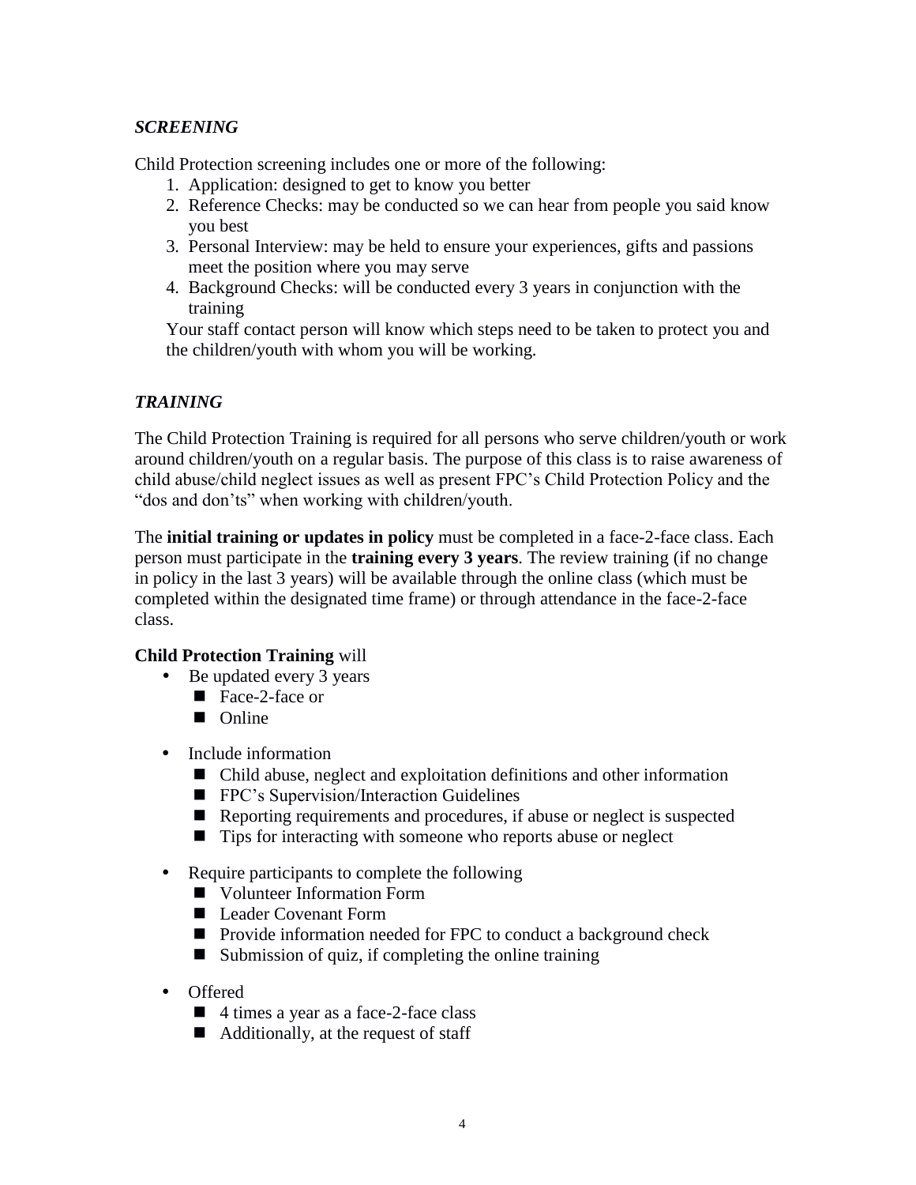### *SCREENING*

Child Protection screening includes one or more of the following:

1. Application: designed to get to know you better
2. Reference Checks: may be conducted so we can hear from people you said know you best
3. Personal Interview: may be held to ensure your experiences, gifts and passions meet the position where you may serve
4. Background Checks: will be conducted every 3 years in conjunction with the training

Your staff contact person will know which steps need to be taken to protect you and the children/youth with whom you will be working.

### *TRAINING*

The Child Protection Training is required for all persons who serve children/youth or work around children/youth on a regular basis. The purpose of this class is to raise awareness of child abuse/child neglect issues as well as present FPC's Child Protection Policy and the "dos and don'ts" when working with children/youth.

The **initial training or updates in policy** must be completed in a face-2-face class. Each person must participate in the **training every 3 years**. The review training (if no change in policy in the last 3 years) will be available through the online class (which must be completed within the designated time frame) or through attendance in the face-2-face class.

**Child Protection Training** will

- Be updated every 3 years
  - Face-2-face or
  - Online
- Include information
  - Child abuse, neglect and exploitation definitions and other information
  - FPC's Supervision/Interaction Guidelines
  - Reporting requirements and procedures, if abuse or neglect is suspected
  - Tips for interacting with someone who reports abuse or neglect
- Require participants to complete the following
  - Volunteer Information Form
  - Leader Covenant Form
  - Provide information needed for FPC to conduct a background check
  - Submission of quiz, if completing the online training
- Offered
  - 4 times a year as a face-2-face class
  - Additionally, at the request of staff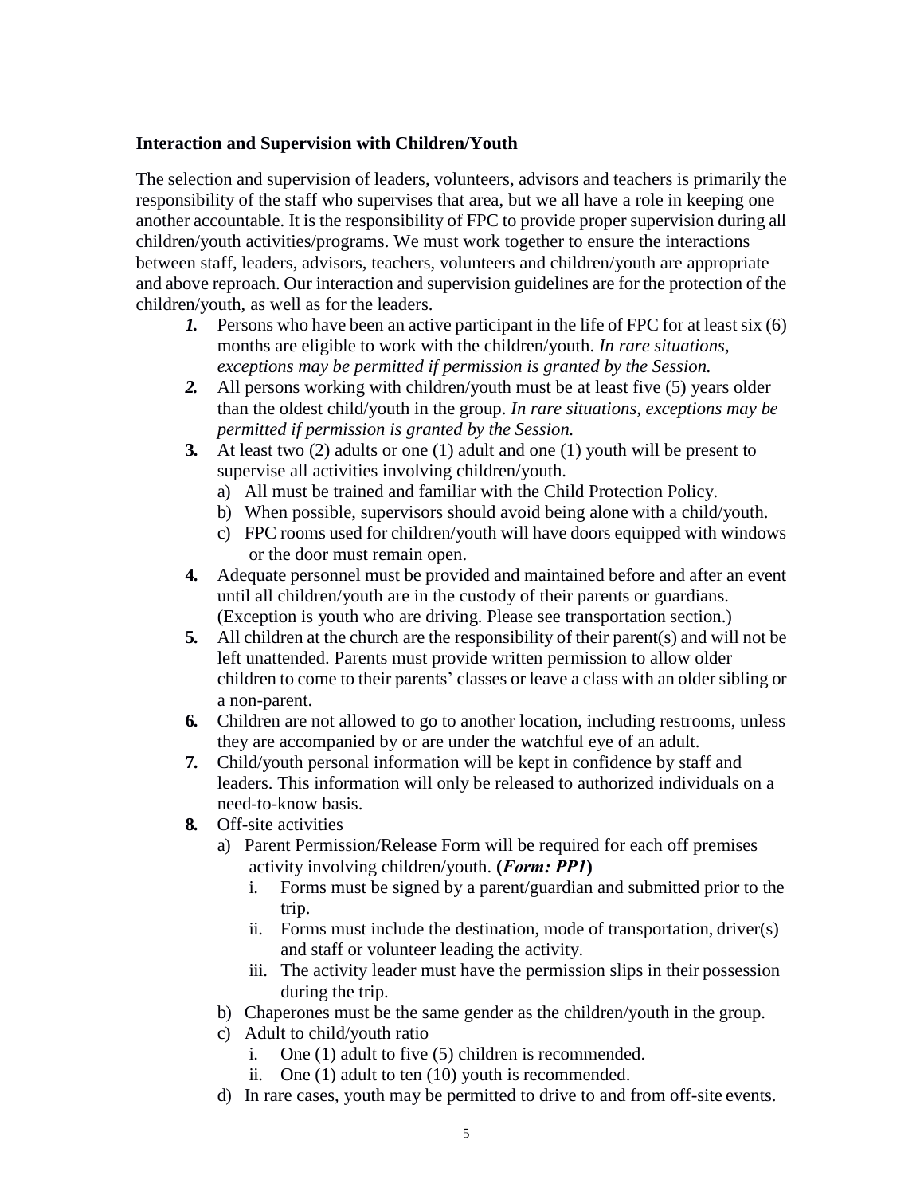### Interaction and Supervision with Children/Youth

The selection and supervision of leaders, volunteers, advisors and teachers is primarily the responsibility of the staff who supervises that area, but we all have a role in keeping one another accountable. It is the responsibility of FPC to provide proper supervision during all children/youth activities/programs. We must work together to ensure the interactions between staff, leaders, advisors, teachers, volunteers and children/youth are appropriate and above reproach. Our interaction and supervision guidelines are for the protection of the children/youth, as well as for the leaders.

1. Persons who have been an active participant in the life of FPC for at least six (6) months are eligible to work with the children/youth. *In rare situations, exceptions may be permitted if permission is granted by the Session.*
2. All persons working with children/youth must be at least five (5) years older than the oldest child/youth in the group. *In rare situations, exceptions may be permitted if permission is granted by the Session.*
3. At least two (2) adults or one (1) adult and one (1) youth will be present to supervise all activities involving children/youth.
   a) All must be trained and familiar with the Child Protection Policy.
   b) When possible, supervisors should avoid being alone with a child/youth.
   c) FPC rooms used for children/youth will have doors equipped with windows or the door must remain open.
4. Adequate personnel must be provided and maintained before and after an event until all children/youth are in the custody of their parents or guardians. (Exception is youth who are driving. Please see transportation section.)
5. All children at the church are the responsibility of their parent(s) and will not be left unattended. Parents must provide written permission to allow older children to come to their parents' classes or leave a class with an older sibling or a non-parent.
6. Children are not allowed to go to another location, including restrooms, unless they are accompanied by or are under the watchful eye of an adult.
7. Child/youth personal information will be kept in confidence by staff and leaders. This information will only be released to authorized individuals on a need-to-know basis.
8. Off-site activities
   a) Parent Permission/Release Form will be required for each off premises activity involving children/youth. **(*Form: PP1*)**
      i. Forms must be signed by a parent/guardian and submitted prior to the trip.
      ii. Forms must include the destination, mode of transportation, driver(s) and staff or volunteer leading the activity.
      iii. The activity leader must have the permission slips in their possession during the trip.
   b) Chaperones must be the same gender as the children/youth in the group.
   c) Adult to child/youth ratio
      i. One (1) adult to five (5) children is recommended.
      ii. One (1) adult to ten (10) youth is recommended.
   d) In rare cases, youth may be permitted to drive to and from off-site events.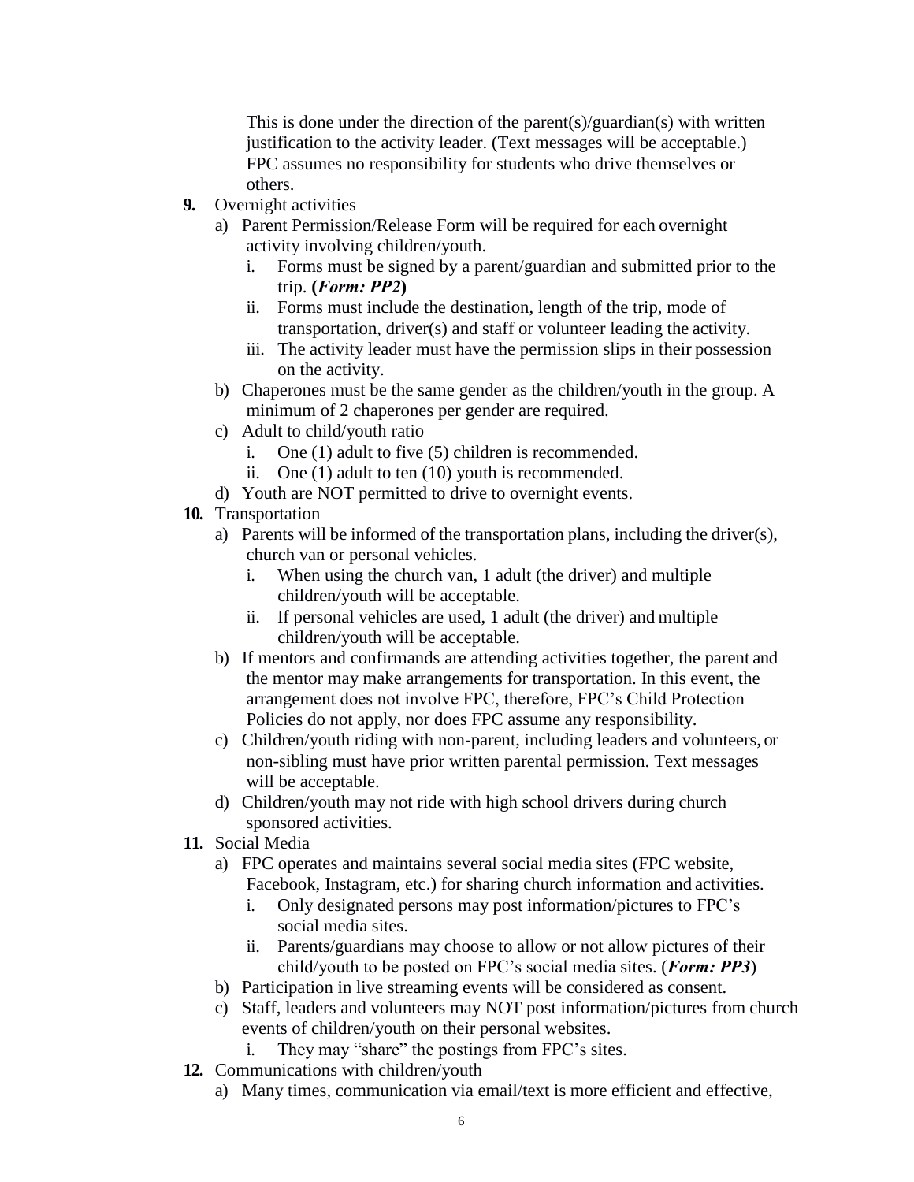This is done under the direction of the parent(s)/guardian(s) with written justification to the activity leader. (Text messages will be acceptable.) FPC assumes no responsibility for students who drive themselves or others.

**9.** Overnight activities

a) Parent Permission/Release Form will be required for each overnight activity involving children/youth.

   i. Forms must be signed by a parent/guardian and submitted prior to the trip. **(*Form: PP2*)**

   ii. Forms must include the destination, length of the trip, mode of transportation, driver(s) and staff or volunteer leading the activity.

   iii. The activity leader must have the permission slips in their possession on the activity.

b) Chaperones must be the same gender as the children/youth in the group. A minimum of 2 chaperones per gender are required.

c) Adult to child/youth ratio

   i. One (1) adult to five (5) children is recommended.

   ii. One (1) adult to ten (10) youth is recommended.

d) Youth are NOT permitted to drive to overnight events.

**10.** Transportation

a) Parents will be informed of the transportation plans, including the driver(s), church van or personal vehicles.

   i. When using the church van, 1 adult (the driver) and multiple children/youth will be acceptable.

   ii. If personal vehicles are used, 1 adult (the driver) and multiple children/youth will be acceptable.

b) If mentors and confirmands are attending activities together, the parent and the mentor may make arrangements for transportation. In this event, the arrangement does not involve FPC, therefore, FPC's Child Protection Policies do not apply, nor does FPC assume any responsibility.

c) Children/youth riding with non-parent, including leaders and volunteers, or non-sibling must have prior written parental permission. Text messages will be acceptable.

d) Children/youth may not ride with high school drivers during church sponsored activities.

**11.** Social Media

a) FPC operates and maintains several social media sites (FPC website, Facebook, Instagram, etc.) for sharing church information and activities.

   i. Only designated persons may post information/pictures to FPC's social media sites.

   ii. Parents/guardians may choose to allow or not allow pictures of their child/youth to be posted on FPC's social media sites. (***Form: PP3***)

b) Participation in live streaming events will be considered as consent.

c) Staff, leaders and volunteers may NOT post information/pictures from church events of children/youth on their personal websites.

   i. They may "share" the postings from FPC's sites.

**12.** Communications with children/youth

a) Many times, communication via email/text is more efficient and effective,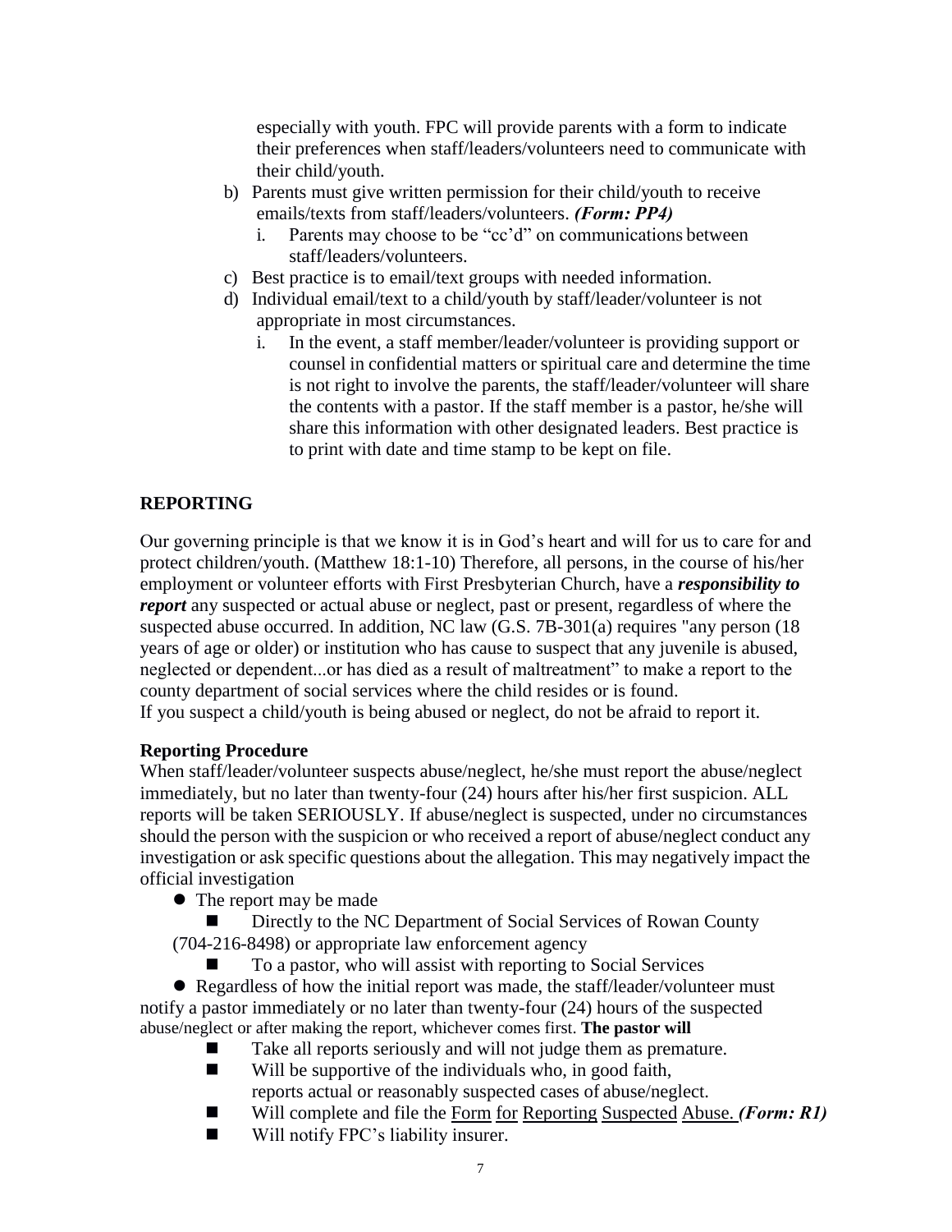especially with youth. FPC will provide parents with a form to indicate their preferences when staff/leaders/volunteers need to communicate with their child/youth.

b) Parents must give written permission for their child/youth to receive emails/texts from staff/leaders/volunteers. ***(Form: PP4)***
   i. Parents may choose to be "cc'd" on communications between staff/leaders/volunteers.
c) Best practice is to email/text groups with needed information.
d) Individual email/text to a child/youth by staff/leader/volunteer is not appropriate in most circumstances.
   i. In the event, a staff member/leader/volunteer is providing support or counsel in confidential matters or spiritual care and determine the time is not right to involve the parents, the staff/leader/volunteer will share the contents with a pastor. If the staff member is a pastor, he/she will share this information with other designated leaders. Best practice is to print with date and time stamp to be kept on file.

## REPORTING

Our governing principle is that we know it is in God's heart and will for us to care for and protect children/youth. (Matthew 18:1-10) Therefore, all persons, in the course of his/her employment or volunteer efforts with First Presbyterian Church, have a ***responsibility to report*** any suspected or actual abuse or neglect, past or present, regardless of where the suspected abuse occurred. In addition, NC law (G.S. 7B-301(a) requires "any person (18 years of age or older) or institution who has cause to suspect that any juvenile is abused, neglected or dependent...or has died as a result of maltreatment" to make a report to the county department of social services where the child resides or is found.
If you suspect a child/youth is being abused or neglect, do not be afraid to report it.

### Reporting Procedure

When staff/leader/volunteer suspects abuse/neglect, he/she must report the abuse/neglect immediately, but no later than twenty-four (24) hours after his/her first suspicion. ALL reports will be taken SERIOUSLY. If abuse/neglect is suspected, under no circumstances should the person with the suspicion or who received a report of abuse/neglect conduct any investigation or ask specific questions about the allegation. This may negatively impact the official investigation

- The report may be made
  - Directly to the NC Department of Social Services of Rowan County (704-216-8498) or appropriate law enforcement agency
  - To a pastor, who will assist with reporting to Social Services
- Regardless of how the initial report was made, the staff/leader/volunteer must notify a pastor immediately or no later than twenty-four (24) hours of the suspected abuse/neglect or after making the report, whichever comes first. **The pastor will**
  - Take all reports seriously and will not judge them as premature.
  - Will be supportive of the individuals who, in good faith, reports actual or reasonably suspected cases of abuse/neglect.
  - Will complete and file the Form for Reporting Suspected Abuse. ***(Form: R1)***
  - Will notify FPC's liability insurer.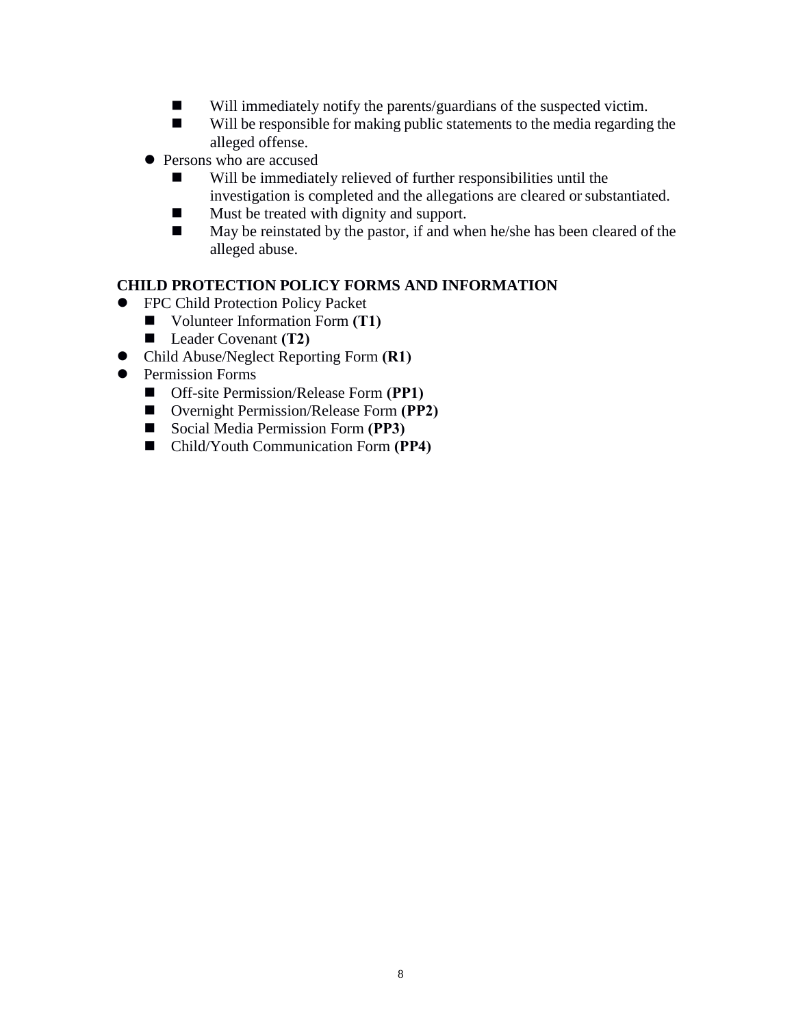- Will immediately notify the parents/guardians of the suspected victim.
    - Will be responsible for making public statements to the media regarding the alleged offense.
- Persons who are accused
    - Will be immediately relieved of further responsibilities until the investigation is completed and the allegations are cleared or substantiated.
    - Must be treated with dignity and support.
    - May be reinstated by the pastor, if and when he/she has been cleared of the alleged abuse.

**CHILD PROTECTION POLICY FORMS AND INFORMATION**

- FPC Child Protection Policy Packet
    - Volunteer Information Form **(T1)**
    - Leader Covenant **(T2)**
- Child Abuse/Neglect Reporting Form **(R1)**
- Permission Forms
    - Off-site Permission/Release Form **(PP1)**
    - Overnight Permission/Release Form **(PP2)**
    - Social Media Permission Form **(PP3)**
    - Child/Youth Communication Form **(PP4)**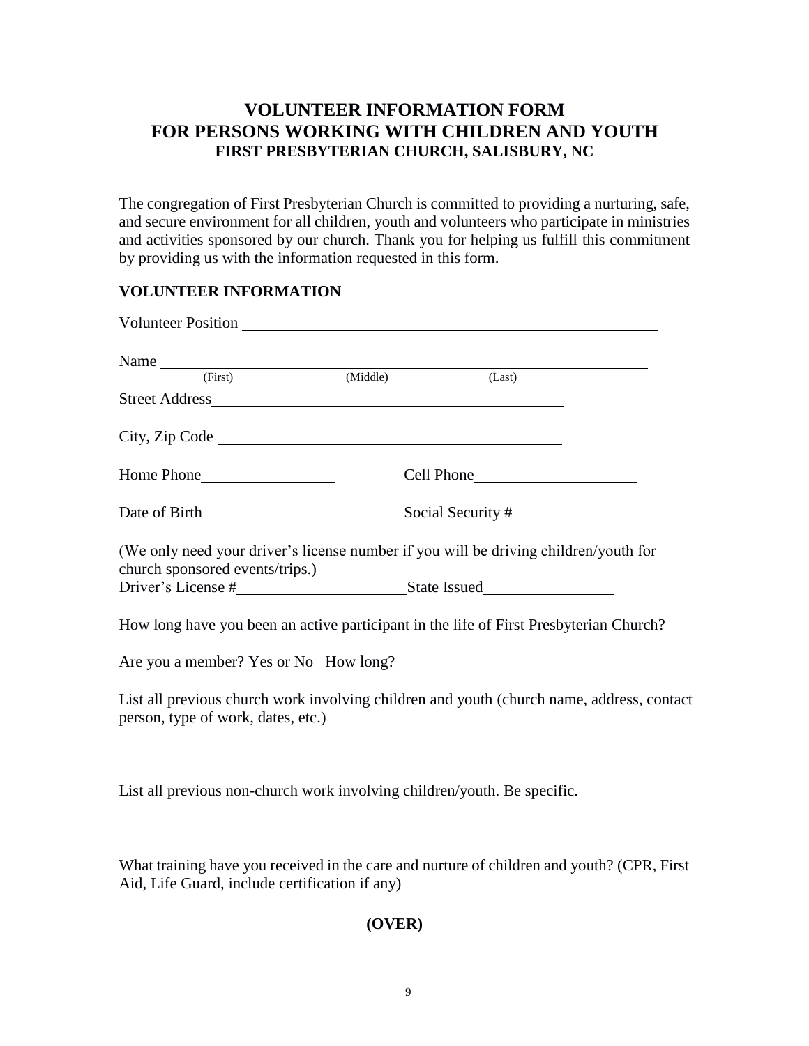# VOLUNTEER INFORMATION FORM
# FOR PERSONS WORKING WITH CHILDREN AND YOUTH
### FIRST PRESBYTERIAN CHURCH, SALISBURY, NC

The congregation of First Presbyterian Church is committed to providing a nurturing, safe, and secure environment for all children, youth and volunteers who participate in ministries and activities sponsored by our church. Thank you for helping us fulfill this commitment by providing us with the information requested in this form.

**VOLUNTEER INFORMATION**

Volunteer Position ____________________________________________

Name ____________________________________________
(First) (Middle) (Last)

Street Address ____________________________________

City, Zip Code ____________________________________

Home Phone ________________ Cell Phone ____________________

Date of Birth ____________ Social Security # ____________________

(We only need your driver's license number if you will be driving children/youth for church sponsored events/trips.)

Driver's License # ____________________ State Issued ________________

How long have you been an active participant in the life of First Presbyterian Church? ____________

Are you a member? Yes or No How long? ____________________________

List all previous church work involving children and youth (church name, address, contact person, type of work, dates, etc.)

List all previous non-church work involving children/youth. Be specific.

What training have you received in the care and nurture of children and youth? (CPR, First Aid, Life Guard, include certification if any)

**(OVER)**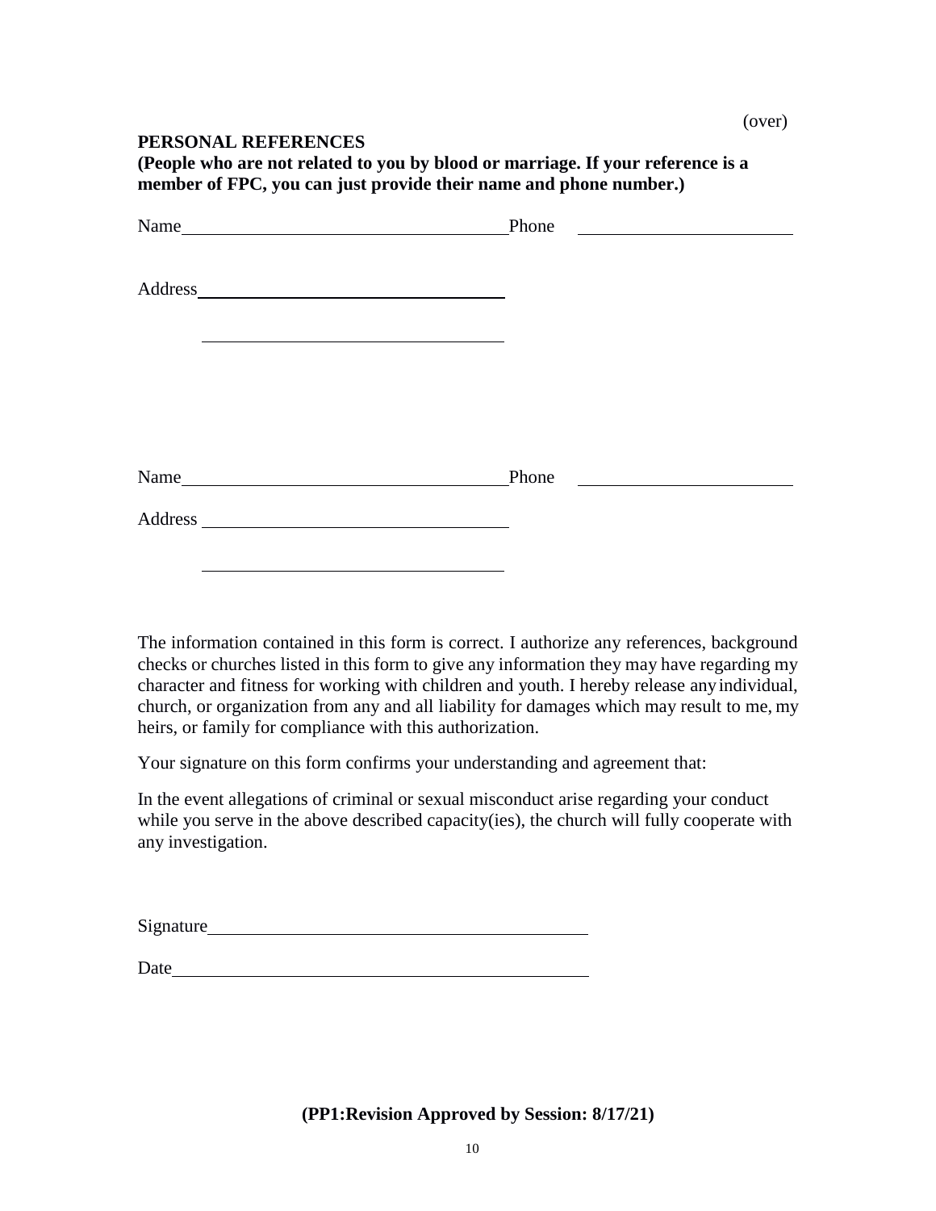(over)

**PERSONAL REFERENCES**
**(People who are not related to you by blood or marriage. If your reference is a member of FPC, you can just provide their name and phone number.)**

Name____________________________________ Phone ________________________

Address__________________________________

_________________________________

Name____________________________________ Phone ________________________

Address __________________________________

_________________________________

The information contained in this form is correct. I authorize any references, background checks or churches listed in this form to give any information they may have regarding my character and fitness for working with children and youth. I hereby release any individual, church, or organization from any and all liability for damages which may result to me, my heirs, or family for compliance with this authorization.

Your signature on this form confirms your understanding and agreement that:

In the event allegations of criminal or sexual misconduct arise regarding your conduct while you serve in the above described capacity(ies), the church will fully cooperate with any investigation.

Signature_________________________________________

Date____________________________________________

**(PP1:Revision Approved by Session: 8/17/21)**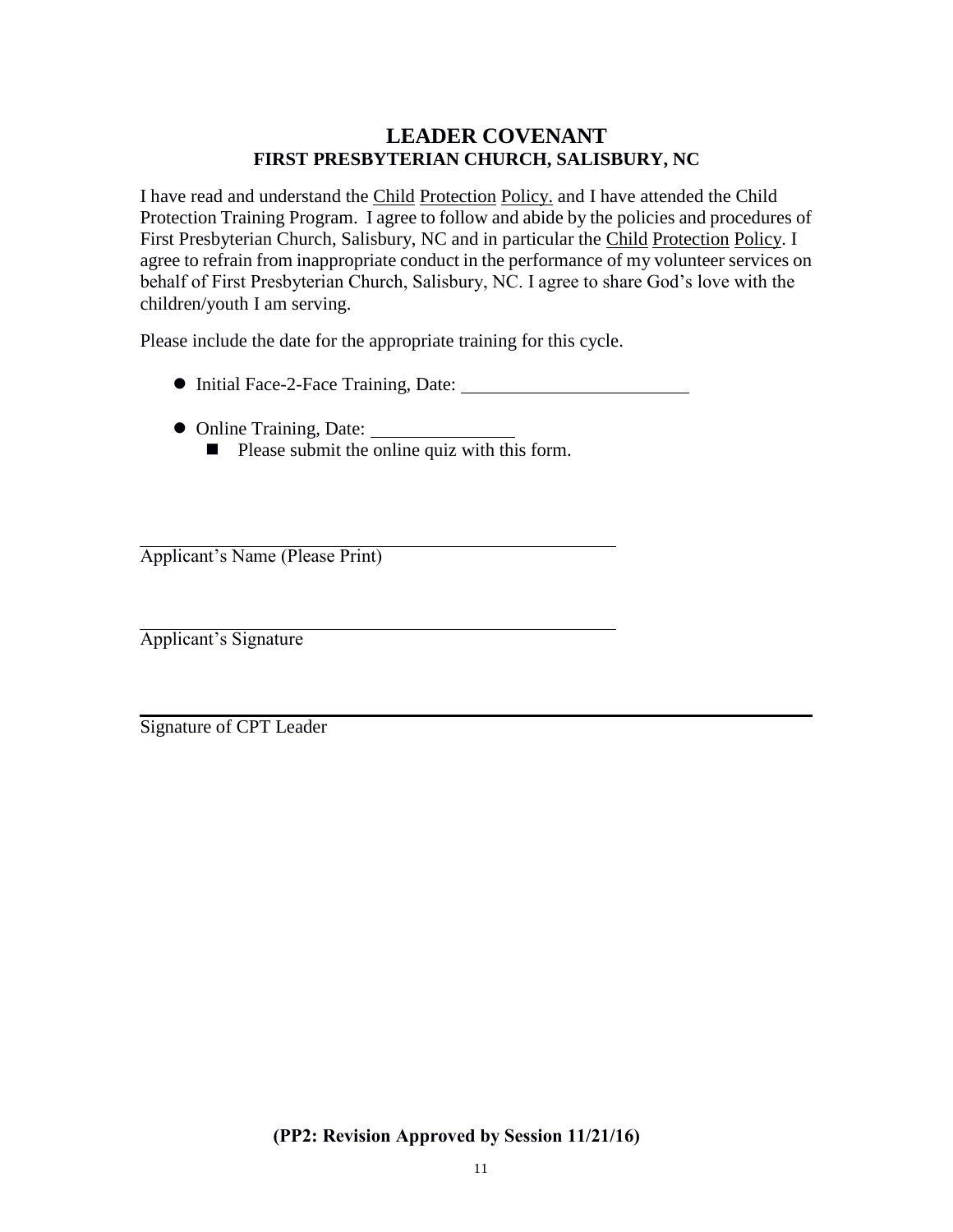# LEADER COVENANT

## FIRST PRESBYTERIAN CHURCH, SALISBURY, NC

I have read and understand the Child Protection Policy. and I have attended the Child Protection Training Program. I agree to follow and abide by the policies and procedures of First Presbyterian Church, Salisbury, NC and in particular the Child Protection Policy. I agree to refrain from inappropriate conduct in the performance of my volunteer services on behalf of First Presbyterian Church, Salisbury, NC. I agree to share God's love with the children/youth I am serving.

Please include the date for the appropriate training for this cycle.

- Initial Face-2-Face Training, Date: ________________________
- Online Training, Date: _______________
  - Please submit the online quiz with this form.

_______________________________________________

Applicant's Name (Please Print)

_______________________________________________

Applicant's Signature

_______________________________________________________________

Signature of CPT Leader

**(PP2: Revision Approved by Session 11/21/16)**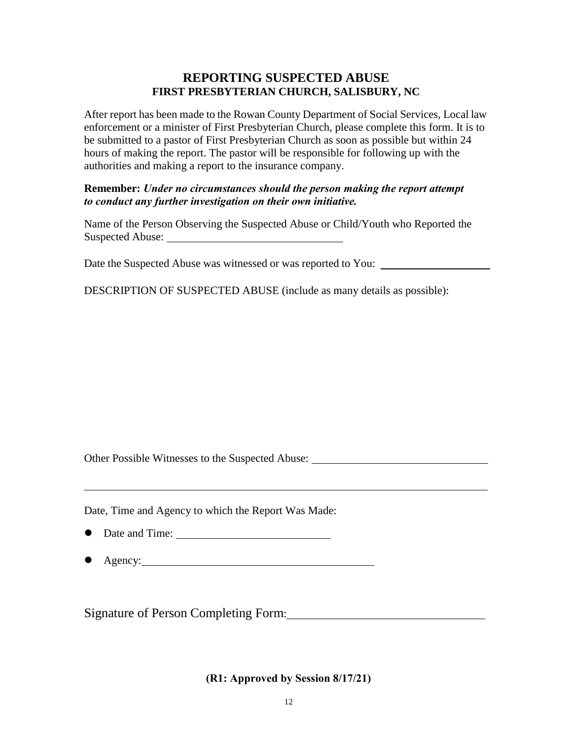# REPORTING SUSPECTED ABUSE

## FIRST PRESBYTERIAN CHURCH, SALISBURY, NC

After report has been made to the Rowan County Department of Social Services, Local law enforcement or a minister of First Presbyterian Church, please complete this form. It is to be submitted to a pastor of First Presbyterian Church as soon as possible but within 24 hours of making the report. The pastor will be responsible for following up with the authorities and making a report to the insurance company.

**Remember:** ***Under no circumstances should the person making the report attempt to conduct any further investigation on their own initiative.***

Name of the Person Observing the Suspected Abuse or Child/Youth who Reported the Suspected Abuse: ______________________________

Date the Suspected Abuse was witnessed or was reported to You: ____________________

DESCRIPTION OF SUSPECTED ABUSE (include as many details as possible):

Other Possible Witnesses to the Suspected Abuse: ______________________________

_______________________________________________________________________

Date, Time and Agency to which the Report Was Made:

- Date and Time: ___________________________
- Agency: ________________________________________

Signature of Person Completing Form: ______________________________

**(R1: Approved by Session 8/17/21)**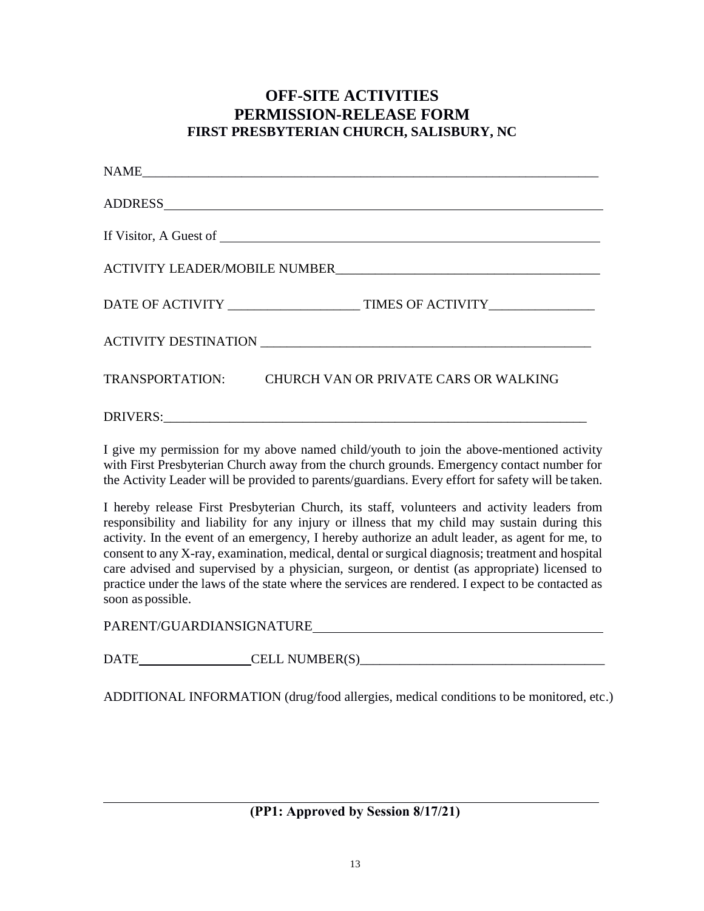# OFF-SITE ACTIVITIES
# PERMISSION-RELEASE FORM
### FIRST PRESBYTERIAN CHURCH, SALISBURY, NC

NAME______________________________________________________________________

ADDRESS____________________________________________________________________

If Visitor, A Guest of ______________________________________________________

ACTIVITY LEADER/MOBILE NUMBER_______________________________________

DATE OF ACTIVITY ___________________ TIMES OF ACTIVITY________________

ACTIVITY DESTINATION ________________________________________________

TRANSPORTATION: CHURCH VAN OR PRIVATE CARS OR WALKING

DRIVERS:___________________________________________________________________

I give my permission for my above named child/youth to join the above-mentioned activity with First Presbyterian Church away from the church grounds. Emergency contact number for the Activity Leader will be provided to parents/guardians. Every effort for safety will be taken.

I hereby release First Presbyterian Church, its staff, volunteers and activity leaders from responsibility and liability for any injury or illness that my child may sustain during this activity. In the event of an emergency, I hereby authorize an adult leader, as agent for me, to consent to any X-ray, examination, medical, dental or surgical diagnosis; treatment and hospital care advised and supervised by a physician, surgeon, or dentist (as appropriate) licensed to practice under the laws of the state where the services are rendered. I expect to be contacted as soon as possible.

PARENT/GUARDIANSIGNATURE__________________________________________

DATE________________ CELL NUMBER(S)____________________________________

ADDITIONAL INFORMATION (drug/food allergies, medical conditions to be monitored, etc.)

**(PP1: Approved by Session 8/17/21)**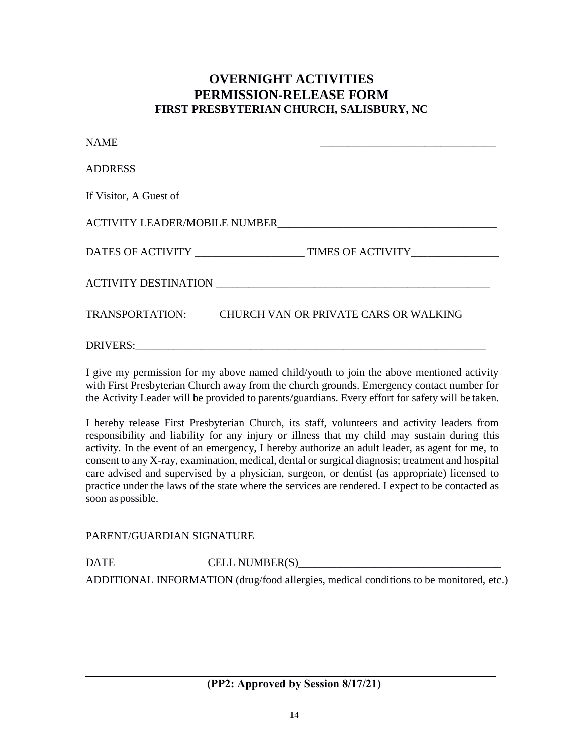# OVERNIGHT ACTIVITIES
# PERMISSION-RELEASE FORM
### FIRST PRESBYTERIAN CHURCH, SALISBURY, NC

NAME________________________________________________________________

ADDRESS______________________________________________________________

If Visitor, A Guest of ________________________________________________

ACTIVITY LEADER/MOBILE NUMBER________________________________________

DATES OF ACTIVITY ___________________ TIMES OF ACTIVITY________________

ACTIVITY DESTINATION ________________________________________________

TRANSPORTATION: CHURCH VAN OR PRIVATE CARS OR WALKING

DRIVERS:_____________________________________________________________

I give my permission for my above named child/youth to join the above mentioned activity with First Presbyterian Church away from the church grounds. Emergency contact number for the Activity Leader will be provided to parents/guardians. Every effort for safety will be taken.

I hereby release First Presbyterian Church, its staff, volunteers and activity leaders from responsibility and liability for any injury or illness that my child may sustain during this activity. In the event of an emergency, I hereby authorize an adult leader, as agent for me, to consent to any X-ray, examination, medical, dental or surgical diagnosis; treatment and hospital care advised and supervised by a physician, surgeon, or dentist (as appropriate) licensed to practice under the laws of the state where the services are rendered. I expect to be contacted as soon as possible.

PARENT/GUARDIAN SIGNATURE____________________________________________

DATE_________________CELL NUMBER(S)____________________________________

ADDITIONAL INFORMATION (drug/food allergies, medical conditions to be monitored, etc.)

**(PP2: Approved by Session 8/17/21)**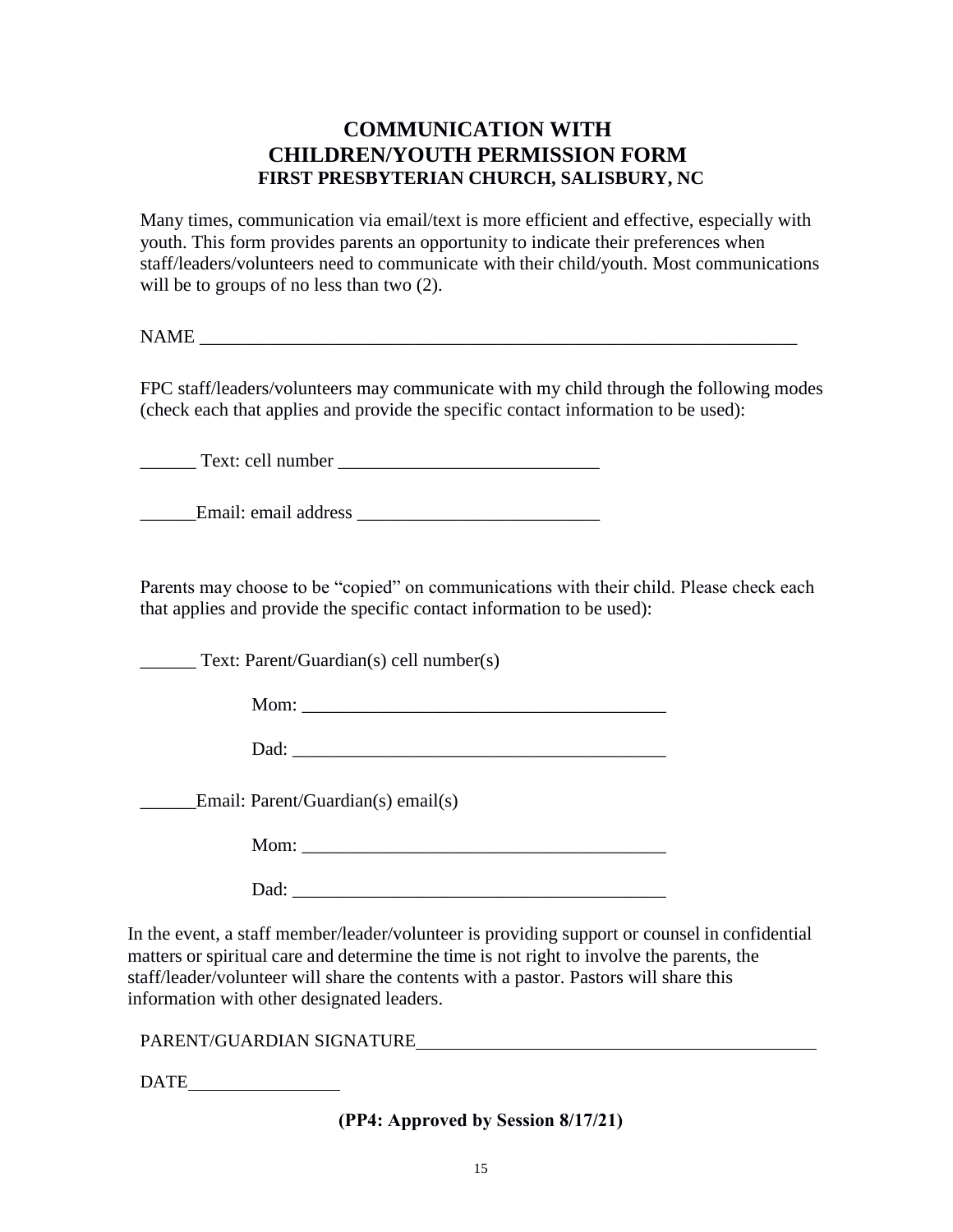# COMMUNICATION WITH CHILDREN/YOUTH PERMISSION FORM

**FIRST PRESBYTERIAN CHURCH, SALISBURY, NC**

Many times, communication via email/text is more efficient and effective, especially with youth. This form provides parents an opportunity to indicate their preferences when staff/leaders/volunteers need to communicate with their child/youth. Most communications will be to groups of no less than two (2).

NAME ____________________________________________________________________

FPC staff/leaders/volunteers may communicate with my child through the following modes (check each that applies and provide the specific contact information to be used):

______ Text: cell number ____________________________

______Email: email address __________________________

Parents may choose to be "copied" on communications with their child. Please check each that applies and provide the specific contact information to be used):

______ Text: Parent/Guardian(s) cell number(s)

Mom: ________________________________________

Dad: _________________________________________

______Email: Parent/Guardian(s) email(s)

Mom: ________________________________________

Dad: _________________________________________

In the event, a staff member/leader/volunteer is providing support or counsel in confidential matters or spiritual care and determine the time is not right to involve the parents, the staff/leader/volunteer will share the contents with a pastor. Pastors will share this information with other designated leaders.

PARENT/GUARDIAN SIGNATURE_______________________________________________

DATE_________________

**(PP4: Approved by Session 8/17/21)**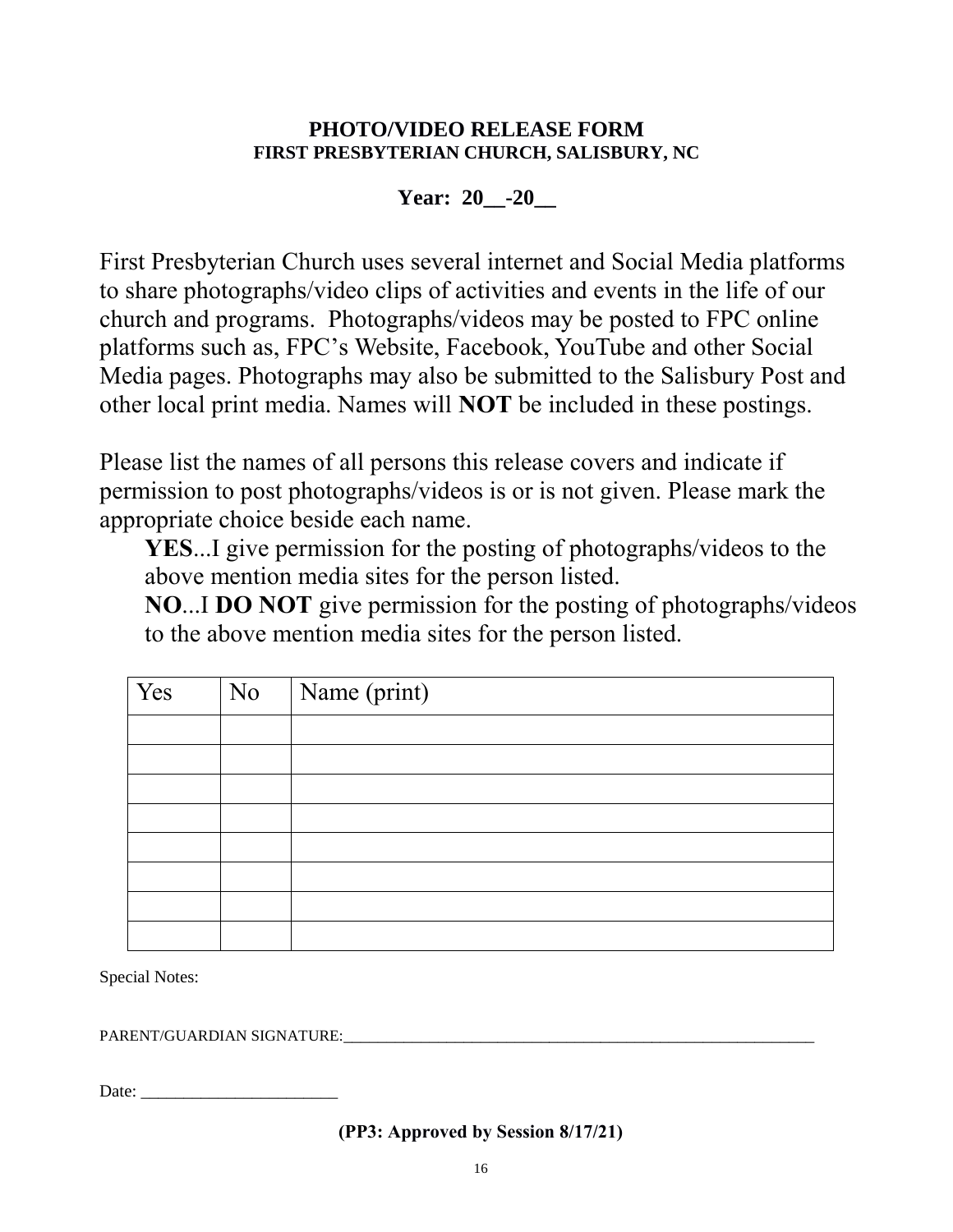# PHOTO/VIDEO RELEASE FORM

## FIRST PRESBYTERIAN CHURCH, SALISBURY, NC

**Year: 20__-20__**

First Presbyterian Church uses several internet and Social Media platforms to share photographs/video clips of activities and events in the life of our church and programs. Photographs/videos may be posted to FPC online platforms such as, FPC's Website, Facebook, YouTube and other Social Media pages. Photographs may also be submitted to the Salisbury Post and other local print media. Names will **NOT** be included in these postings.

Please list the names of all persons this release covers and indicate if permission to post photographs/videos is or is not given. Please mark the appropriate choice beside each name.

> **YES**...I give permission for the posting of photographs/videos to the above mention media sites for the person listed.
>
> **NO**...I **DO NOT** give permission for the posting of photographs/videos to the above mention media sites for the person listed.

| Yes | No | Name (print) |
|---|---|---|
| | | |
| | | |
| | | |
| | | |
| | | |
| | | |
| | | |
| | | |

Special Notes:

PARENT/GUARDIAN SIGNATURE:____________________________________________________________

Date: _______________________

**(PP3: Approved by Session 8/17/21)**